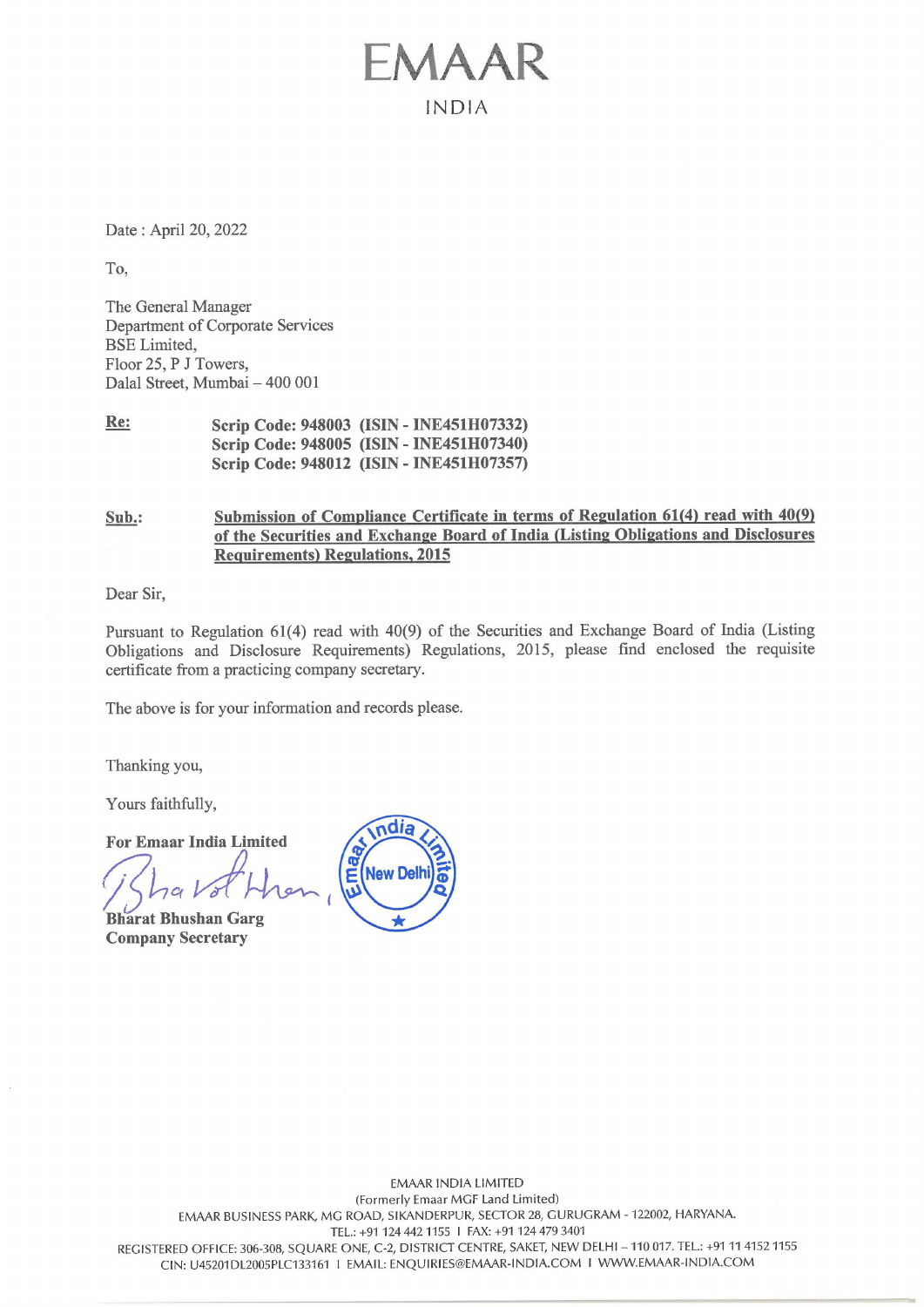# EMAAR

INDIA

Date : April 20, 2022

To,

The General Manager
Department of Corporate Services
BSE Limited,
Floor 25, P J Towers,
Dalal Street, Mumbai – 400 001

**Re:** **Scrip Code: 948003 (ISIN - INE451H07332)**
**Scrip Code: 948005 (ISIN - INE451H07340)**
**Scrip Code: 948012 (ISIN - INE451H07357)**

**Sub.:** **Submission of Compliance Certificate in terms of Regulation 61(4) read with 40(9) of the Securities and Exchange Board of India (Listing Obligations and Disclosures Requirements) Regulations, 2015**

Dear Sir,

Pursuant to Regulation 61(4) read with 40(9) of the Securities and Exchange Board of India (Listing Obligations and Disclosure Requirements) Regulations, 2015, please find enclosed the requisite certificate from a practicing company secretary.

The above is for your information and records please.

Thanking you,

Yours faithfully,

**For Emaar India Limited**

**Bharat Bhushan Garg**
**Company Secretary**

EMAAR INDIA LIMITED
(Formerly Emaar MGF Land Limited)
EMAAR BUSINESS PARK, MG ROAD, SIKANDERPUR, SECTOR 28, GURUGRAM - 122002, HARYANA.
TEL.: +91 124 442 1155 I FAX: +91 124 479 3401
REGISTERED OFFICE: 306-308, SQUARE ONE, C-2, DISTRICT CENTRE, SAKET, NEW DELHI – 110 017. TEL.: +91 11 4152 1155
CIN: U45201DL2005PLC133161 I EMAIL: ENQUIRIES@EMAAR-INDIA.COM I WWW.EMAAR-INDIA.COM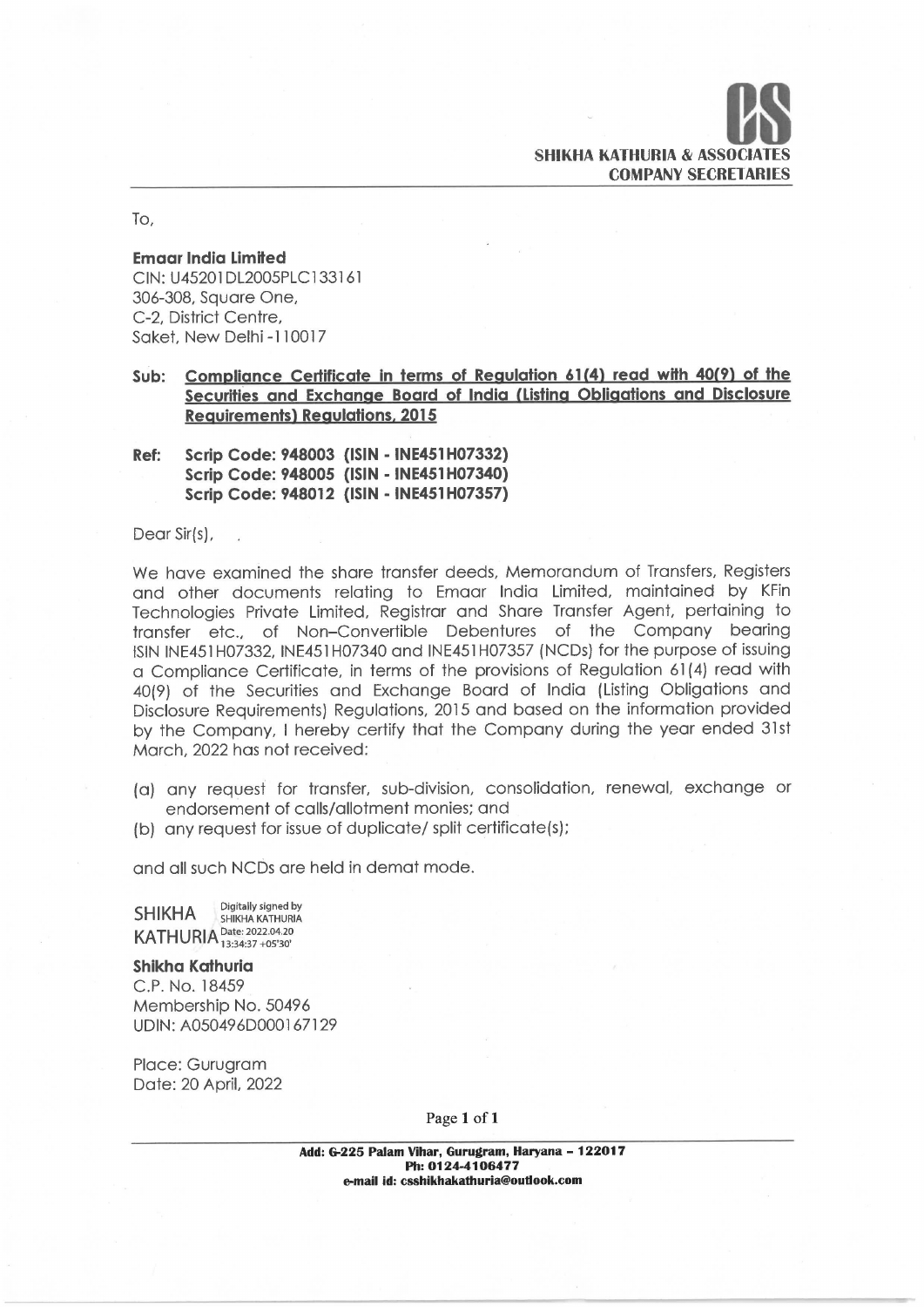**SHIKHA KATHURIA & ASSOCIATES**
**COMPANY SECRETARIES**

To,

**Emaar India Limited**
CIN: U45201DL2005PLC133161
306-308, Square One,
C-2, District Centre,
Saket, New Delhi -110017

**Sub: Compliance Certificate in terms of Regulation 61(4) read with 40(9) of the Securities and Exchange Board of India (Listing Obligations and Disclosure Requirements) Regulations, 2015**

**Ref: Scrip Code: 948003 (ISIN - INE451H07332)**
**Scrip Code: 948005 (ISIN - INE451H07340)**
**Scrip Code: 948012 (ISIN - INE451H07357)**

Dear Sir(s),

We have examined the share transfer deeds, Memorandum of Transfers, Registers and other documents relating to Emaar India Limited, maintained by KFin Technologies Private Limited, Registrar and Share Transfer Agent, pertaining to transfer etc., of Non–Convertible Debentures of the Company bearing ISIN INE451H07332, INE451H07340 and INE451H07357 (NCDs) for the purpose of issuing a Compliance Certificate, in terms of the provisions of Regulation 61(4) read with 40(9) of the Securities and Exchange Board of India (Listing Obligations and Disclosure Requirements) Regulations, 2015 and based on the information provided by the Company, I hereby certify that the Company during the year ended 31st March, 2022 has not received:

(a) any request for transfer, sub-division, consolidation, renewal, exchange or endorsement of calls/allotment monies; and
(b) any request for issue of duplicate/ split certificate(s);

and all such NCDs are held in demat mode.

SHIKHA KATHURIA
Digitally signed by SHIKHA KATHURIA
Date: 2022.04.20 13:34:37 +05'30'

**Shikha Kathuria**
C.P. No. 18459
Membership No. 50496
UDIN: A050496D000167129

Place: Gurugram
Date: 20 April, 2022

**Add: G-225 Palam Vihar, Gurugram, Haryana – 122017**
**Ph: 0124-4106477**
**e-mail id: csshikhakathuria@outlook.com**